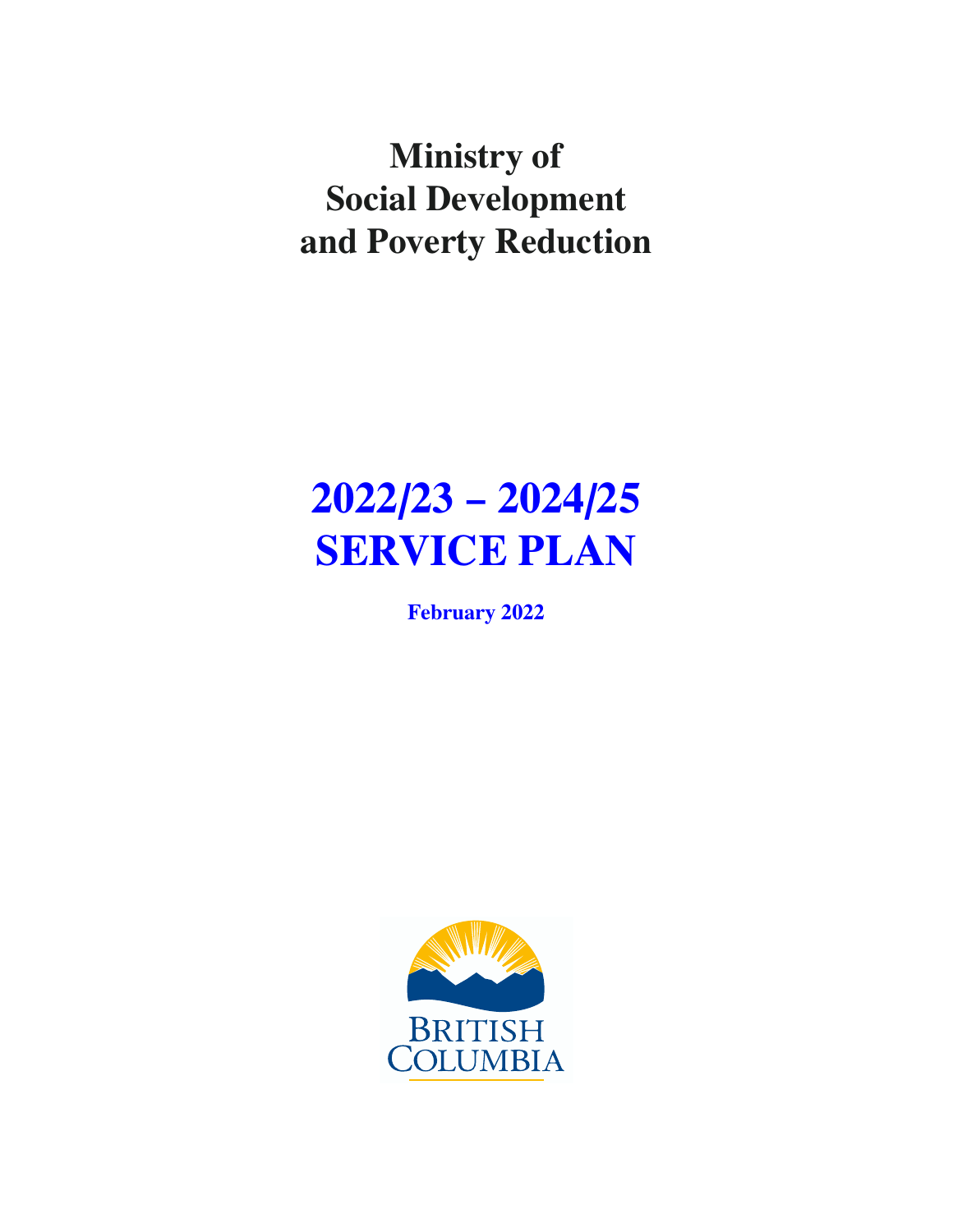# Ministry of Social Development and Poverty Reduction

# 2022/23 – 2024/25 SERVICE PLAN

**February 2022**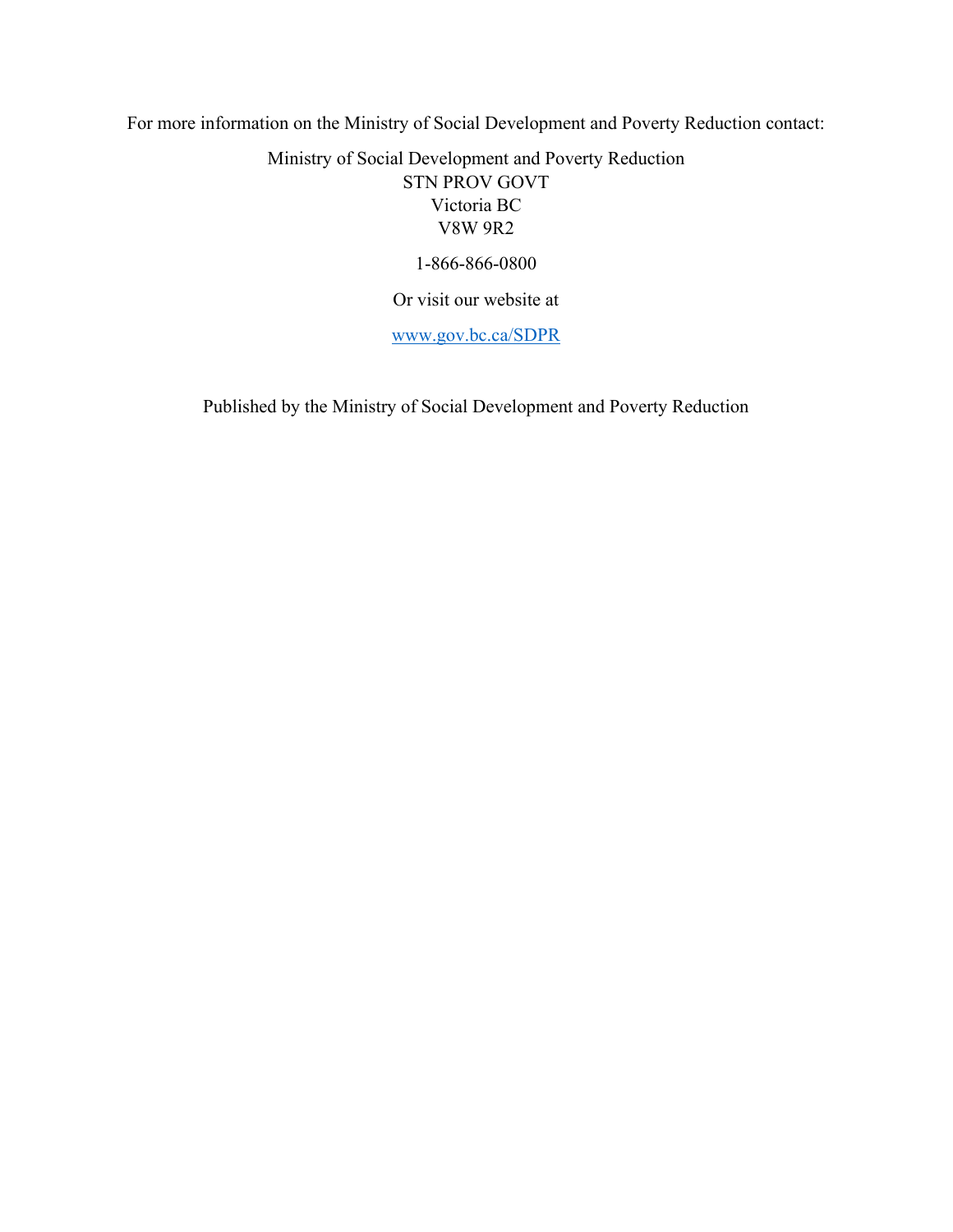For more information on the Ministry of Social Development and Poverty Reduction contact:

Ministry of Social Development and Poverty Reduction
STN PROV GOVT
Victoria BC
V8W 9R2

1-866-866-0800

Or visit our website at

[www.gov.bc.ca/SDPR](http://www.gov.bc.ca/SDPR)

Published by the Ministry of Social Development and Poverty Reduction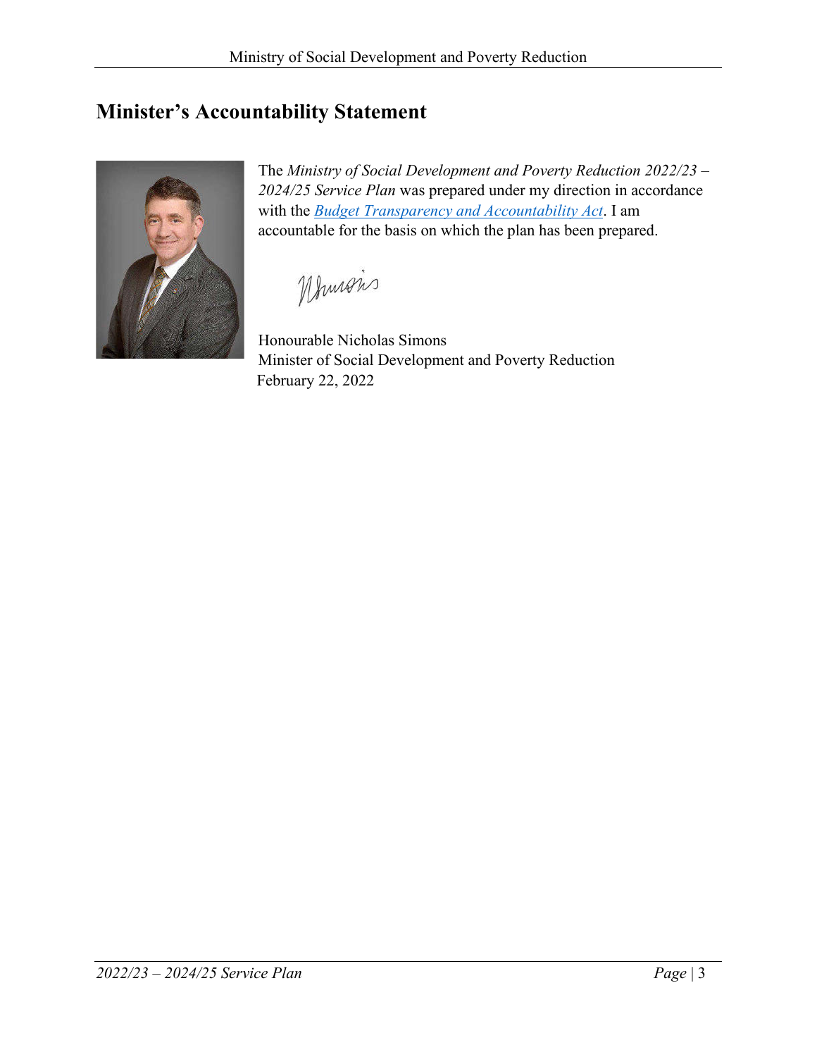# Minister's Accountability Statement

The *Ministry of Social Development and Poverty Reduction 2022/23 – 2024/25 Service Plan* was prepared under my direction in accordance with the *Budget Transparency and Accountability Act*. I am accountable for the basis on which the plan has been prepared.

Honourable Nicholas Simons
Minister of Social Development and Poverty Reduction
February 22, 2022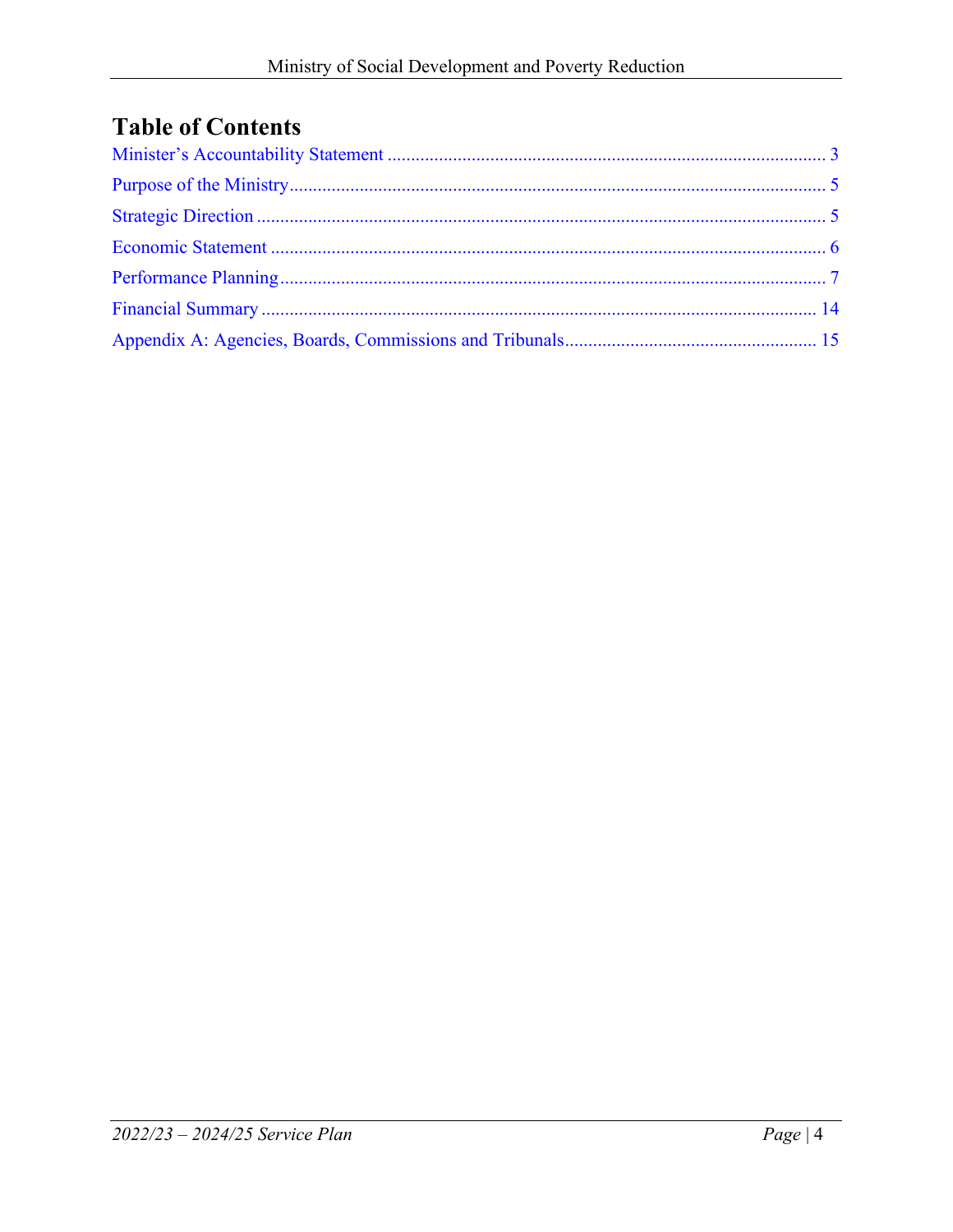# Table of Contents

Minister's Accountability Statement ............................................................................................ 3
Purpose of the Ministry ................................................................................................................. 5
Strategic Direction ........................................................................................................................ 5
Economic Statement ...................................................................................................................... 6
Performance Planning .................................................................................................................... 7
Financial Summary ........................................................................................................................ 14
Appendix A: Agencies, Boards, Commissions and Tribunals ..................................................... 15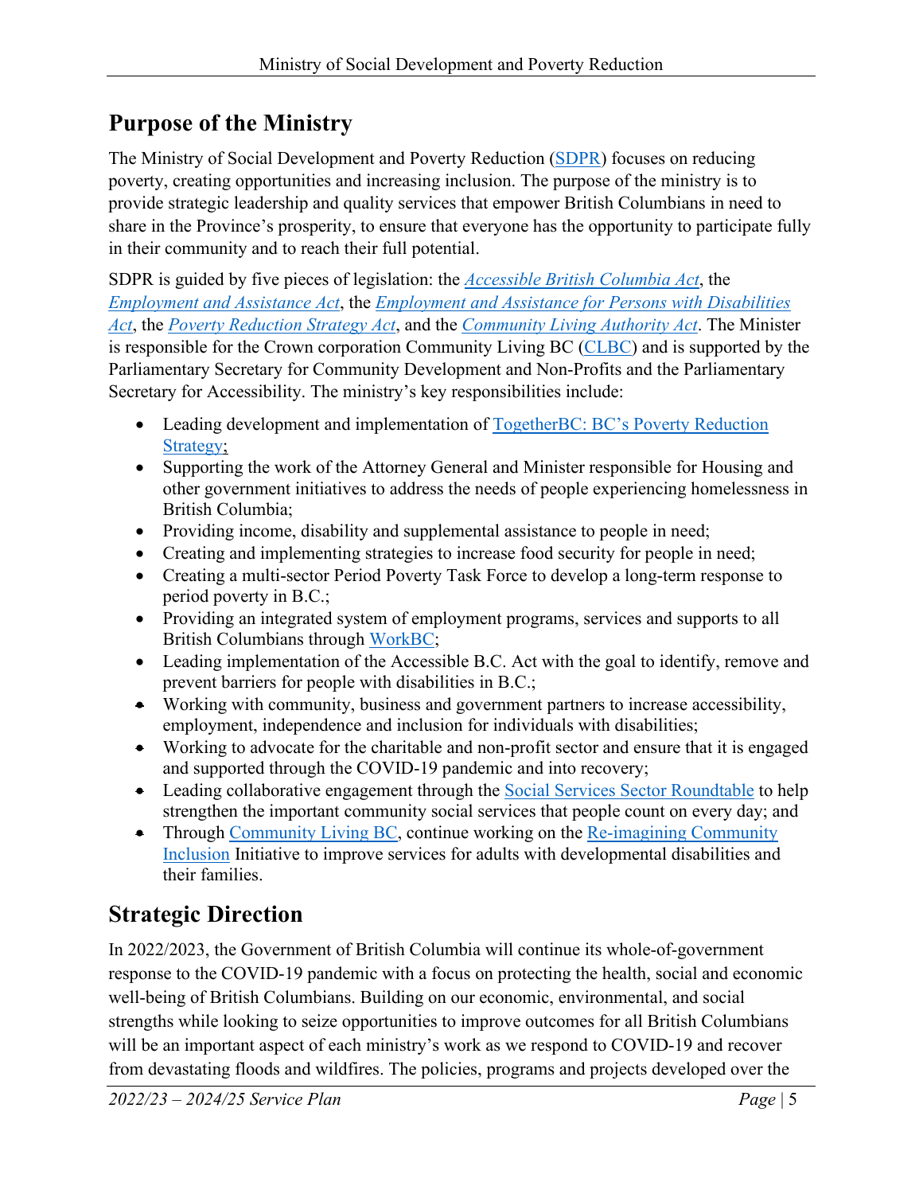## Purpose of the Ministry

The Ministry of Social Development and Poverty Reduction (SDPR) focuses on reducing poverty, creating opportunities and increasing inclusion. The purpose of the ministry is to provide strategic leadership and quality services that empower British Columbians in need to share in the Province's prosperity, to ensure that everyone has the opportunity to participate fully in their community and to reach their full potential.

SDPR is guided by five pieces of legislation: the *Accessible British Columbia Act*, the *Employment and Assistance Act*, the *Employment and Assistance for Persons with Disabilities Act*, the *Poverty Reduction Strategy Act*, and the *Community Living Authority Act*. The Minister is responsible for the Crown corporation Community Living BC (CLBC) and is supported by the Parliamentary Secretary for Community Development and Non-Profits and the Parliamentary Secretary for Accessibility. The ministry's key responsibilities include:

- Leading development and implementation of TogetherBC: BC's Poverty Reduction Strategy;
- Supporting the work of the Attorney General and Minister responsible for Housing and other government initiatives to address the needs of people experiencing homelessness in British Columbia;
- Providing income, disability and supplemental assistance to people in need;
- Creating and implementing strategies to increase food security for people in need;
- Creating a multi-sector Period Poverty Task Force to develop a long-term response to period poverty in B.C.;
- Providing an integrated system of employment programs, services and supports to all British Columbians through WorkBC;
- Leading implementation of the Accessible B.C. Act with the goal to identify, remove and prevent barriers for people with disabilities in B.C.;
- Working with community, business and government partners to increase accessibility, employment, independence and inclusion for individuals with disabilities;
- Working to advocate for the charitable and non-profit sector and ensure that it is engaged and supported through the COVID-19 pandemic and into recovery;
- Leading collaborative engagement through the Social Services Sector Roundtable to help strengthen the important community social services that people count on every day; and
- Through Community Living BC, continue working on the Re-imagining Community Inclusion Initiative to improve services for adults with developmental disabilities and their families.

## Strategic Direction

In 2022/2023, the Government of British Columbia will continue its whole-of-government response to the COVID-19 pandemic with a focus on protecting the health, social and economic well-being of British Columbians. Building on our economic, environmental, and social strengths while looking to seize opportunities to improve outcomes for all British Columbians will be an important aspect of each ministry's work as we respond to COVID-19 and recover from devastating floods and wildfires. The policies, programs and projects developed over the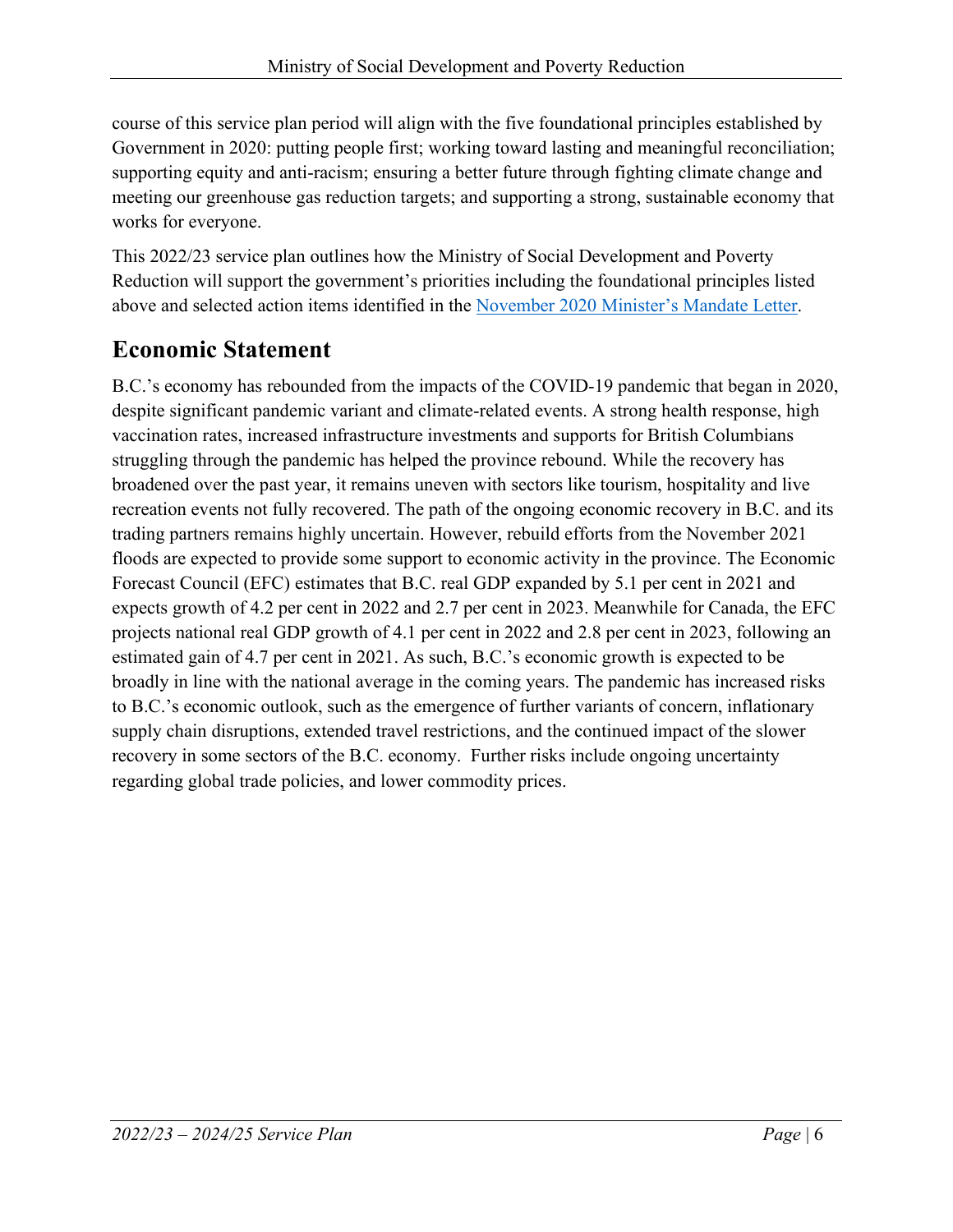course of this service plan period will align with the five foundational principles established by Government in 2020: putting people first; working toward lasting and meaningful reconciliation; supporting equity and anti-racism; ensuring a better future through fighting climate change and meeting our greenhouse gas reduction targets; and supporting a strong, sustainable economy that works for everyone.

This 2022/23 service plan outlines how the Ministry of Social Development and Poverty Reduction will support the government's priorities including the foundational principles listed above and selected action items identified in the [November 2020 Minister's Mandate Letter](#).

## Economic Statement

B.C.'s economy has rebounded from the impacts of the COVID-19 pandemic that began in 2020, despite significant pandemic variant and climate-related events. A strong health response, high vaccination rates, increased infrastructure investments and supports for British Columbians struggling through the pandemic has helped the province rebound. While the recovery has broadened over the past year, it remains uneven with sectors like tourism, hospitality and live recreation events not fully recovered. The path of the ongoing economic recovery in B.C. and its trading partners remains highly uncertain. However, rebuild efforts from the November 2021 floods are expected to provide some support to economic activity in the province. The Economic Forecast Council (EFC) estimates that B.C. real GDP expanded by 5.1 per cent in 2021 and expects growth of 4.2 per cent in 2022 and 2.7 per cent in 2023. Meanwhile for Canada, the EFC projects national real GDP growth of 4.1 per cent in 2022 and 2.8 per cent in 2023, following an estimated gain of 4.7 per cent in 2021. As such, B.C.'s economic growth is expected to be broadly in line with the national average in the coming years. The pandemic has increased risks to B.C.'s economic outlook, such as the emergence of further variants of concern, inflationary supply chain disruptions, extended travel restrictions, and the continued impact of the slower recovery in some sectors of the B.C. economy. Further risks include ongoing uncertainty regarding global trade policies, and lower commodity prices.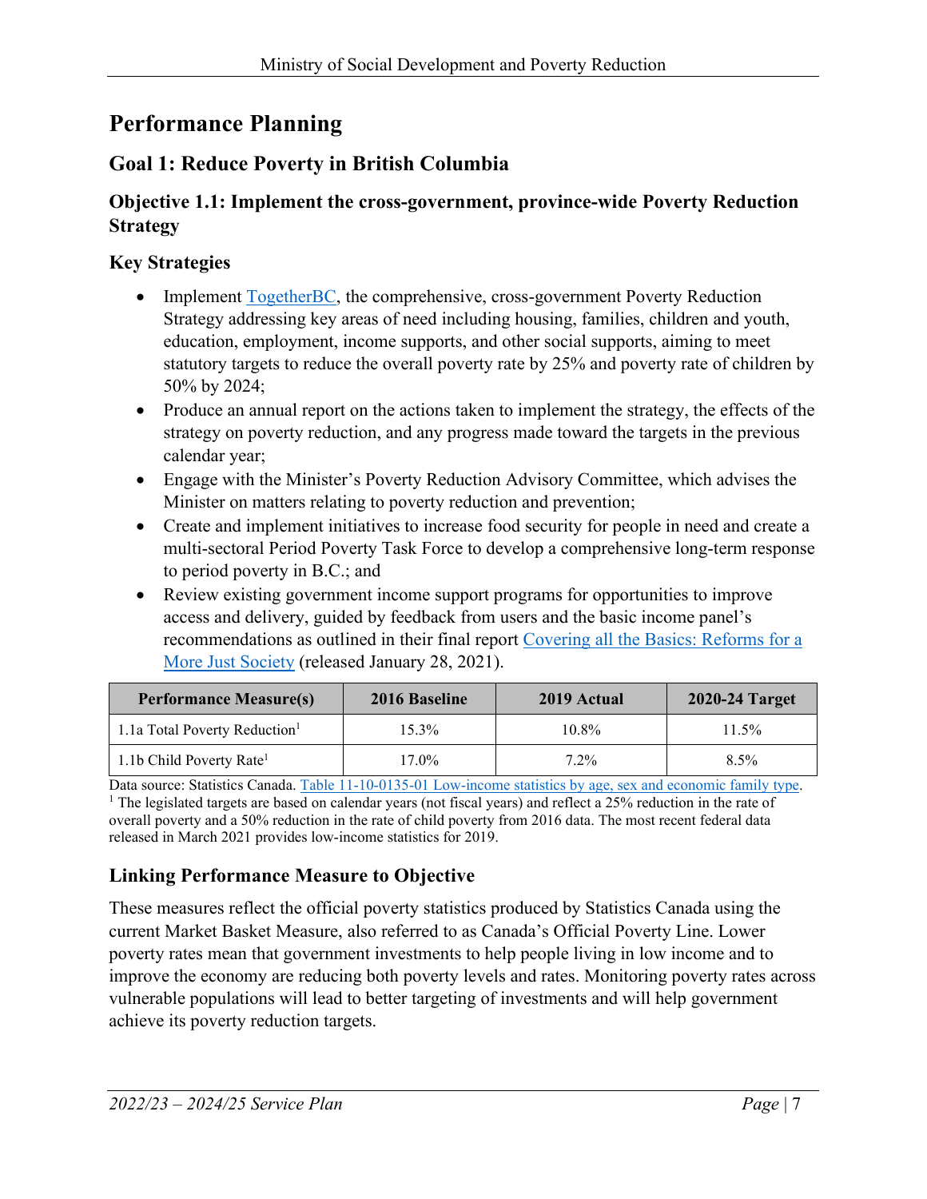# Performance Planning

## Goal 1: Reduce Poverty in British Columbia

### Objective 1.1: Implement the cross-government, province-wide Poverty Reduction Strategy

### Key Strategies

- Implement TogetherBC, the comprehensive, cross-government Poverty Reduction Strategy addressing key areas of need including housing, families, children and youth, education, employment, income supports, and other social supports, aiming to meet statutory targets to reduce the overall poverty rate by 25% and poverty rate of children by 50% by 2024;
- Produce an annual report on the actions taken to implement the strategy, the effects of the strategy on poverty reduction, and any progress made toward the targets in the previous calendar year;
- Engage with the Minister's Poverty Reduction Advisory Committee, which advises the Minister on matters relating to poverty reduction and prevention;
- Create and implement initiatives to increase food security for people in need and create a multi-sectoral Period Poverty Task Force to develop a comprehensive long-term response to period poverty in B.C.; and
- Review existing government income support programs for opportunities to improve access and delivery, guided by feedback from users and the basic income panel's recommendations as outlined in their final report Covering all the Basics: Reforms for a More Just Society (released January 28, 2021).

| Performance Measure(s) | 2016 Baseline | 2019 Actual | 2020-24 Target |
|---|---|---|---|
| 1.1a Total Poverty Reduction[1] | 15.3% | 10.8% | 11.5% |
| 1.1b Child Poverty Rate[1] | 17.0% | 7.2% | 8.5% |

Data source: Statistics Canada. Table 11-10-0135-01 Low-income statistics by age, sex and economic family type.
[1] The legislated targets are based on calendar years (not fiscal years) and reflect a 25% reduction in the rate of overall poverty and a 50% reduction in the rate of child poverty from 2016 data. The most recent federal data released in March 2021 provides low-income statistics for 2019.

### Linking Performance Measure to Objective

These measures reflect the official poverty statistics produced by Statistics Canada using the current Market Basket Measure, also referred to as Canada's Official Poverty Line. Lower poverty rates mean that government investments to help people living in low income and to improve the economy are reducing both poverty levels and rates. Monitoring poverty rates across vulnerable populations will lead to better targeting of investments and will help government achieve its poverty reduction targets.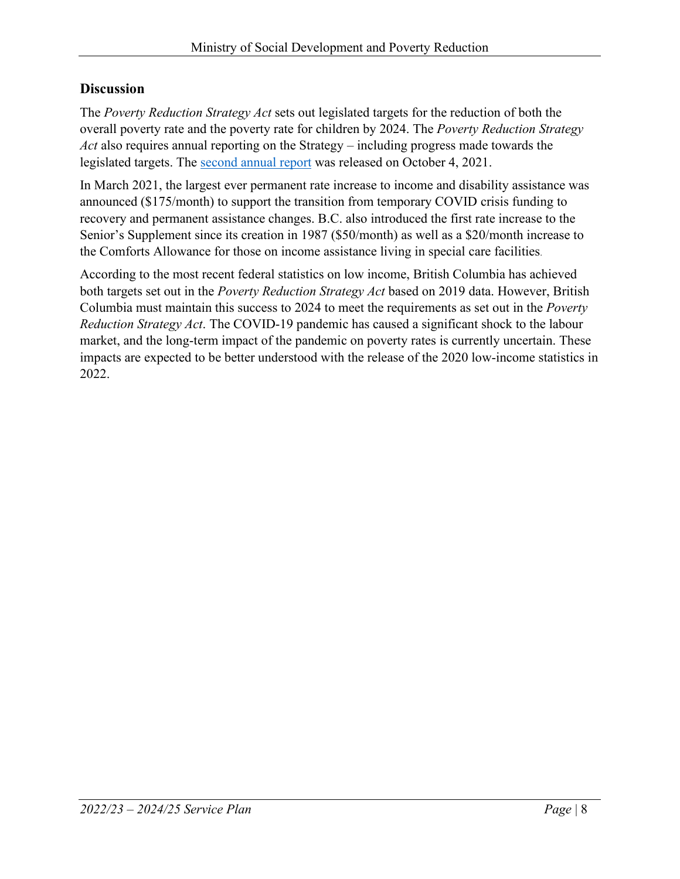## Discussion

The *Poverty Reduction Strategy Act* sets out legislated targets for the reduction of both the overall poverty rate and the poverty rate for children by 2024. The *Poverty Reduction Strategy Act* also requires annual reporting on the Strategy – including progress made towards the legislated targets. The [second annual report]() was released on October 4, 2021.

In March 2021, the largest ever permanent rate increase to income and disability assistance was announced ($175/month) to support the transition from temporary COVID crisis funding to recovery and permanent assistance changes. B.C. also introduced the first rate increase to the Senior's Supplement since its creation in 1987 ($50/month) as well as a $20/month increase to the Comforts Allowance for those on income assistance living in special care facilities.

According to the most recent federal statistics on low income, British Columbia has achieved both targets set out in the *Poverty Reduction Strategy Act* based on 2019 data. However, British Columbia must maintain this success to 2024 to meet the requirements as set out in the *Poverty Reduction Strategy Act*. The COVID-19 pandemic has caused a significant shock to the labour market, and the long-term impact of the pandemic on poverty rates is currently uncertain. These impacts are expected to be better understood with the release of the 2020 low-income statistics in 2022.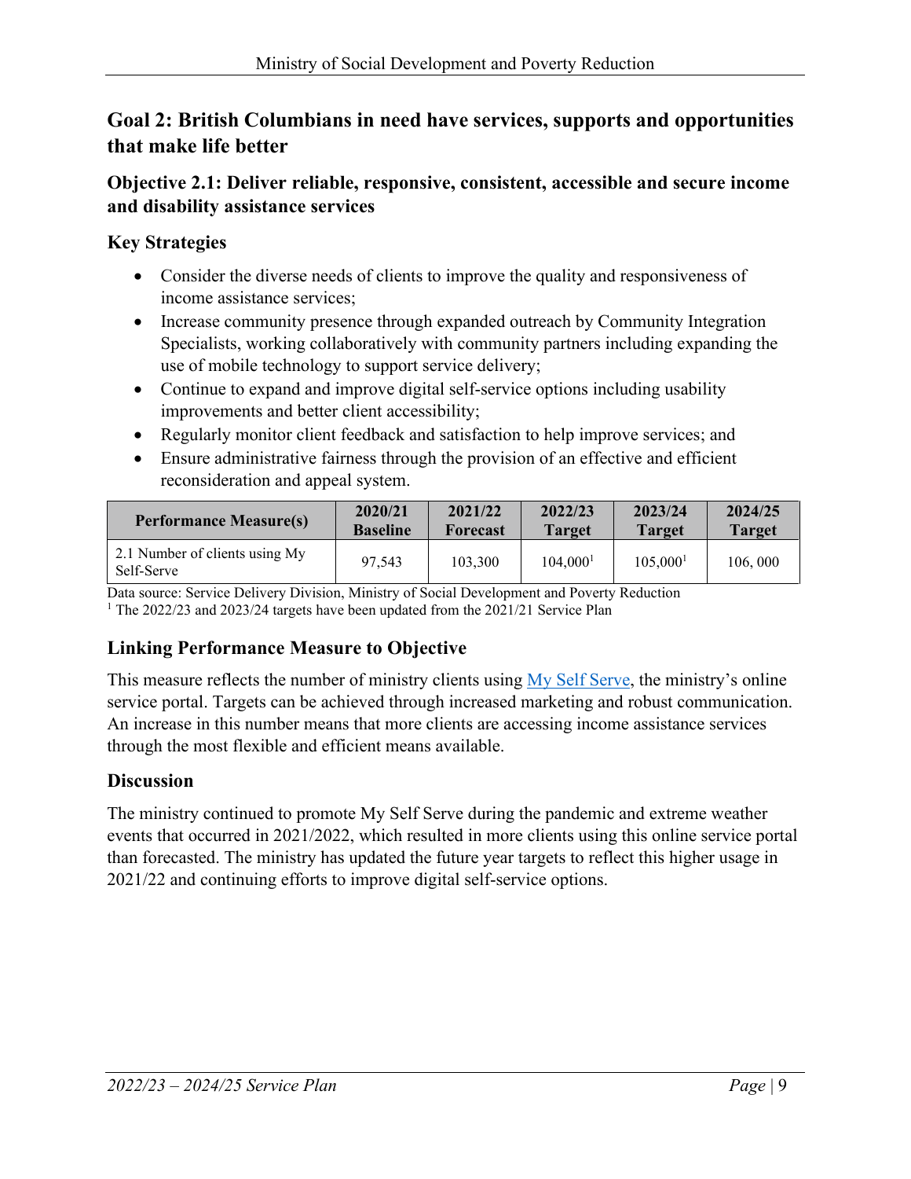## Goal 2: British Columbians in need have services, supports and opportunities that make life better

### Objective 2.1: Deliver reliable, responsive, consistent, accessible and secure income and disability assistance services

### Key Strategies

- Consider the diverse needs of clients to improve the quality and responsiveness of income assistance services;
- Increase community presence through expanded outreach by Community Integration Specialists, working collaboratively with community partners including expanding the use of mobile technology to support service delivery;
- Continue to expand and improve digital self-service options including usability improvements and better client accessibility;
- Regularly monitor client feedback and satisfaction to help improve services; and
- Ensure administrative fairness through the provision of an effective and efficient reconsideration and appeal system.

| Performance Measure(s) | 2020/21 Baseline | 2021/22 Forecast | 2022/23 Target | 2023/24 Target | 2024/25 Target |
|---|---|---|---|---|---|
| 2.1 Number of clients using My Self-Serve | 97,543 | 103,300 | 104,000[1] | 105,000[1] | 106, 000 |

Data source: Service Delivery Division, Ministry of Social Development and Poverty Reduction
[1] The 2022/23 and 2023/24 targets have been updated from the 2021/21 Service Plan

### Linking Performance Measure to Objective

This measure reflects the number of ministry clients using My Self Serve, the ministry's online service portal. Targets can be achieved through increased marketing and robust communication. An increase in this number means that more clients are accessing income assistance services through the most flexible and efficient means available.

### Discussion

The ministry continued to promote My Self Serve during the pandemic and extreme weather events that occurred in 2021/2022, which resulted in more clients using this online service portal than forecasted. The ministry has updated the future year targets to reflect this higher usage in 2021/22 and continuing efforts to improve digital self-service options.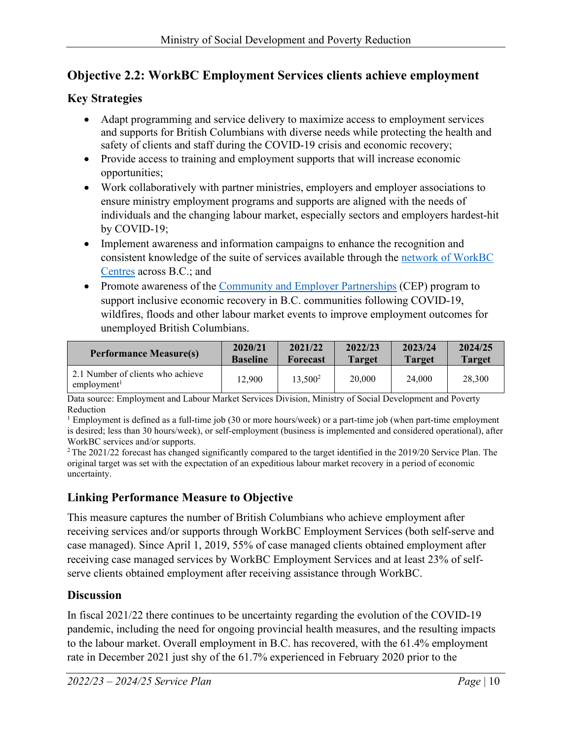## Objective 2.2: WorkBC Employment Services clients achieve employment

### Key Strategies

- Adapt programming and service delivery to maximize access to employment services and supports for British Columbians with diverse needs while protecting the health and safety of clients and staff during the COVID-19 crisis and economic recovery;
- Provide access to training and employment supports that will increase economic opportunities;
- Work collaboratively with partner ministries, employers and employer associations to ensure ministry employment programs and supports are aligned with the needs of individuals and the changing labour market, especially sectors and employers hardest-hit by COVID-19;
- Implement awareness and information campaigns to enhance the recognition and consistent knowledge of the suite of services available through the network of WorkBC Centres across B.C.; and
- Promote awareness of the Community and Employer Partnerships (CEP) program to support inclusive economic recovery in B.C. communities following COVID-19, wildfires, floods and other labour market events to improve employment outcomes for unemployed British Columbians.

| Performance Measure(s) | 2020/21 Baseline | 2021/22 Forecast | 2022/23 Target | 2023/24 Target | 2024/25 Target |
|---|---|---|---|---|---|
| 2.1 Number of clients who achieve employment[1] | 12,900 | 13,500[2] | 20,000 | 24,000 | 28,300 |

Data source: Employment and Labour Market Services Division, Ministry of Social Development and Poverty Reduction

[1] Employment is defined as a full-time job (30 or more hours/week) or a part-time job (when part-time employment is desired; less than 30 hours/week), or self-employment (business is implemented and considered operational), after WorkBC services and/or supports.

[2] The 2021/22 forecast has changed significantly compared to the target identified in the 2019/20 Service Plan. The original target was set with the expectation of an expeditious labour market recovery in a period of economic uncertainty.

### Linking Performance Measure to Objective

This measure captures the number of British Columbians who achieve employment after receiving services and/or supports through WorkBC Employment Services (both self-serve and case managed). Since April 1, 2019, 55% of case managed clients obtained employment after receiving case managed services by WorkBC Employment Services and at least 23% of self-serve clients obtained employment after receiving assistance through WorkBC.

### Discussion

In fiscal 2021/22 there continues to be uncertainty regarding the evolution of the COVID-19 pandemic, including the need for ongoing provincial health measures, and the resulting impacts to the labour market. Overall employment in B.C. has recovered, with the 61.4% employment rate in December 2021 just shy of the 61.7% experienced in February 2020 prior to the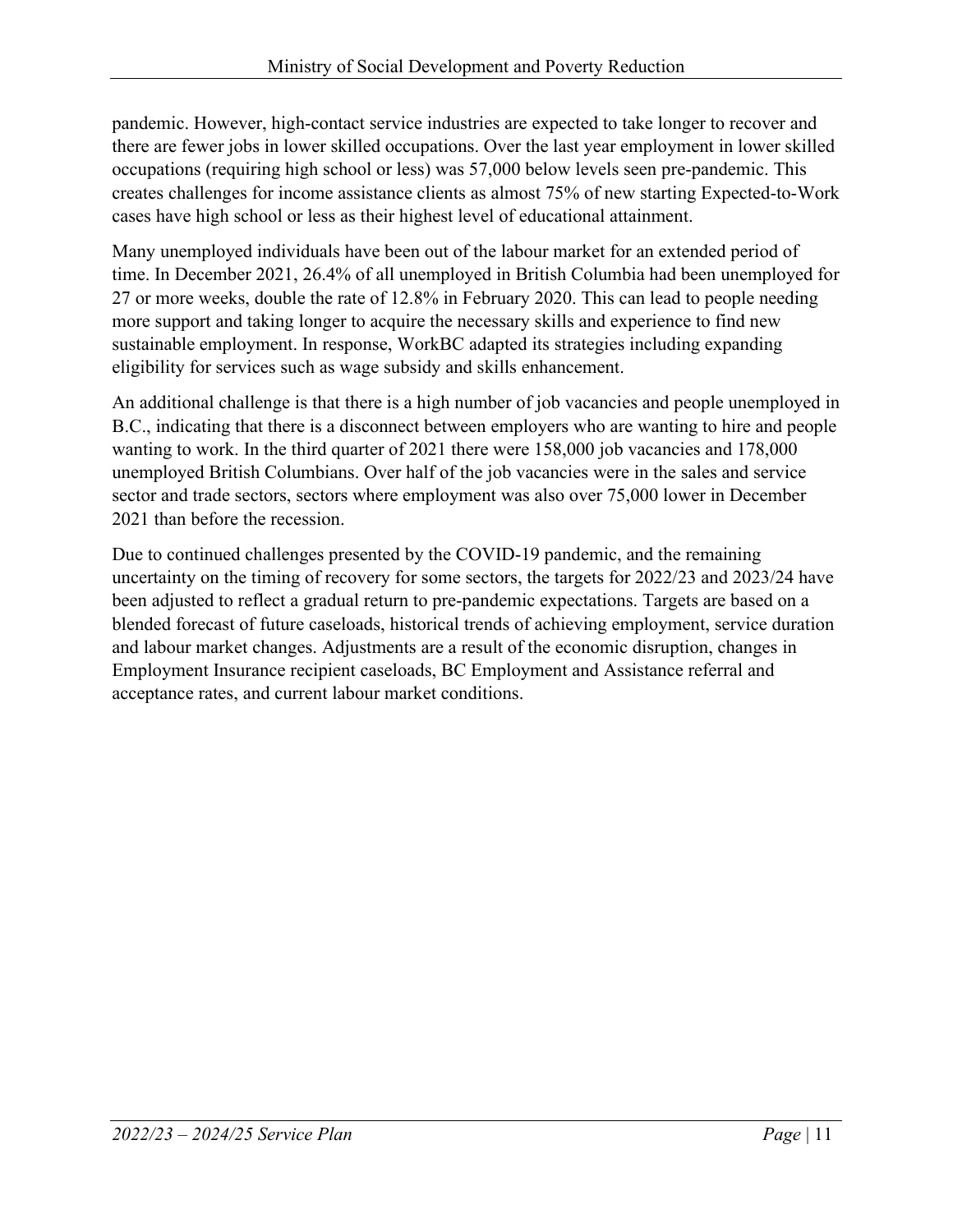pandemic. However, high-contact service industries are expected to take longer to recover and there are fewer jobs in lower skilled occupations. Over the last year employment in lower skilled occupations (requiring high school or less) was 57,000 below levels seen pre-pandemic. This creates challenges for income assistance clients as almost 75% of new starting Expected-to-Work cases have high school or less as their highest level of educational attainment.

Many unemployed individuals have been out of the labour market for an extended period of time. In December 2021, 26.4% of all unemployed in British Columbia had been unemployed for 27 or more weeks, double the rate of 12.8% in February 2020. This can lead to people needing more support and taking longer to acquire the necessary skills and experience to find new sustainable employment. In response, WorkBC adapted its strategies including expanding eligibility for services such as wage subsidy and skills enhancement.

An additional challenge is that there is a high number of job vacancies and people unemployed in B.C., indicating that there is a disconnect between employers who are wanting to hire and people wanting to work. In the third quarter of 2021 there were 158,000 job vacancies and 178,000 unemployed British Columbians. Over half of the job vacancies were in the sales and service sector and trade sectors, sectors where employment was also over 75,000 lower in December 2021 than before the recession.

Due to continued challenges presented by the COVID-19 pandemic, and the remaining uncertainty on the timing of recovery for some sectors, the targets for 2022/23 and 2023/24 have been adjusted to reflect a gradual return to pre-pandemic expectations. Targets are based on a blended forecast of future caseloads, historical trends of achieving employment, service duration and labour market changes. Adjustments are a result of the economic disruption, changes in Employment Insurance recipient caseloads, BC Employment and Assistance referral and acceptance rates, and current labour market conditions.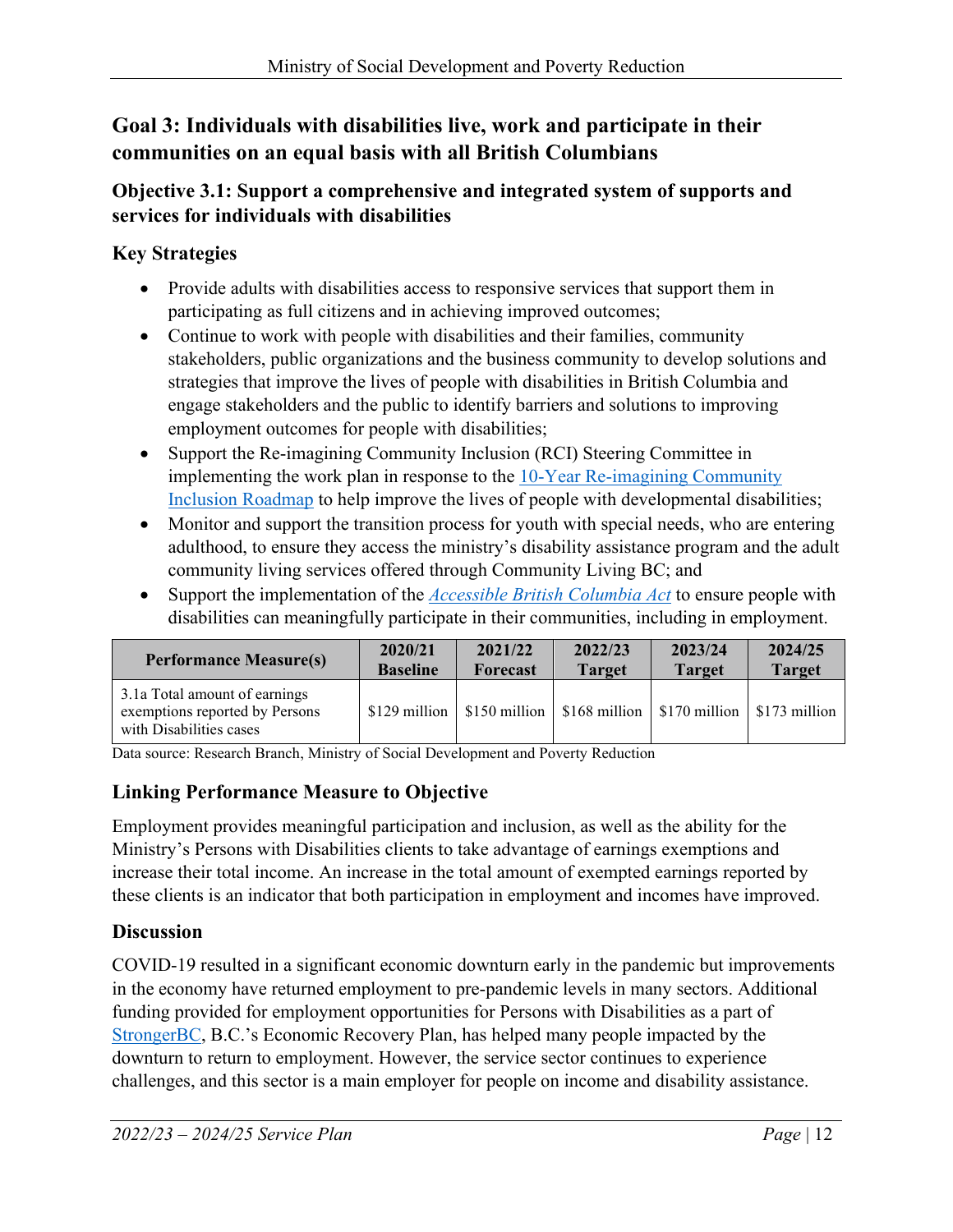## Goal 3: Individuals with disabilities live, work and participate in their communities on an equal basis with all British Columbians

### Objective 3.1: Support a comprehensive and integrated system of supports and services for individuals with disabilities

### Key Strategies

- Provide adults with disabilities access to responsive services that support them in participating as full citizens and in achieving improved outcomes;
- Continue to work with people with disabilities and their families, community stakeholders, public organizations and the business community to develop solutions and strategies that improve the lives of people with disabilities in British Columbia and engage stakeholders and the public to identify barriers and solutions to improving employment outcomes for people with disabilities;
- Support the Re-imagining Community Inclusion (RCI) Steering Committee in implementing the work plan in response to the 10-Year Re-imagining Community Inclusion Roadmap to help improve the lives of people with developmental disabilities;
- Monitor and support the transition process for youth with special needs, who are entering adulthood, to ensure they access the ministry's disability assistance program and the adult community living services offered through Community Living BC; and
- Support the implementation of the *Accessible British Columbia Act* to ensure people with disabilities can meaningfully participate in their communities, including in employment.

| Performance Measure(s) | 2020/21 Baseline | 2021/22 Forecast | 2022/23 Target | 2023/24 Target | 2024/25 Target |
|---|---|---|---|---|---|
| 3.1a Total amount of earnings exemptions reported by Persons with Disabilities cases | $129 million | $150 million | $168 million | $170 million | $173 million |

Data source: Research Branch, Ministry of Social Development and Poverty Reduction

### Linking Performance Measure to Objective

Employment provides meaningful participation and inclusion, as well as the ability for the Ministry's Persons with Disabilities clients to take advantage of earnings exemptions and increase their total income. An increase in the total amount of exempted earnings reported by these clients is an indicator that both participation in employment and incomes have improved.

### Discussion

COVID-19 resulted in a significant economic downturn early in the pandemic but improvements in the economy have returned employment to pre-pandemic levels in many sectors. Additional funding provided for employment opportunities for Persons with Disabilities as a part of StrongerBC, B.C.'s Economic Recovery Plan, has helped many people impacted by the downturn to return to employment. However, the service sector continues to experience challenges, and this sector is a main employer for people on income and disability assistance.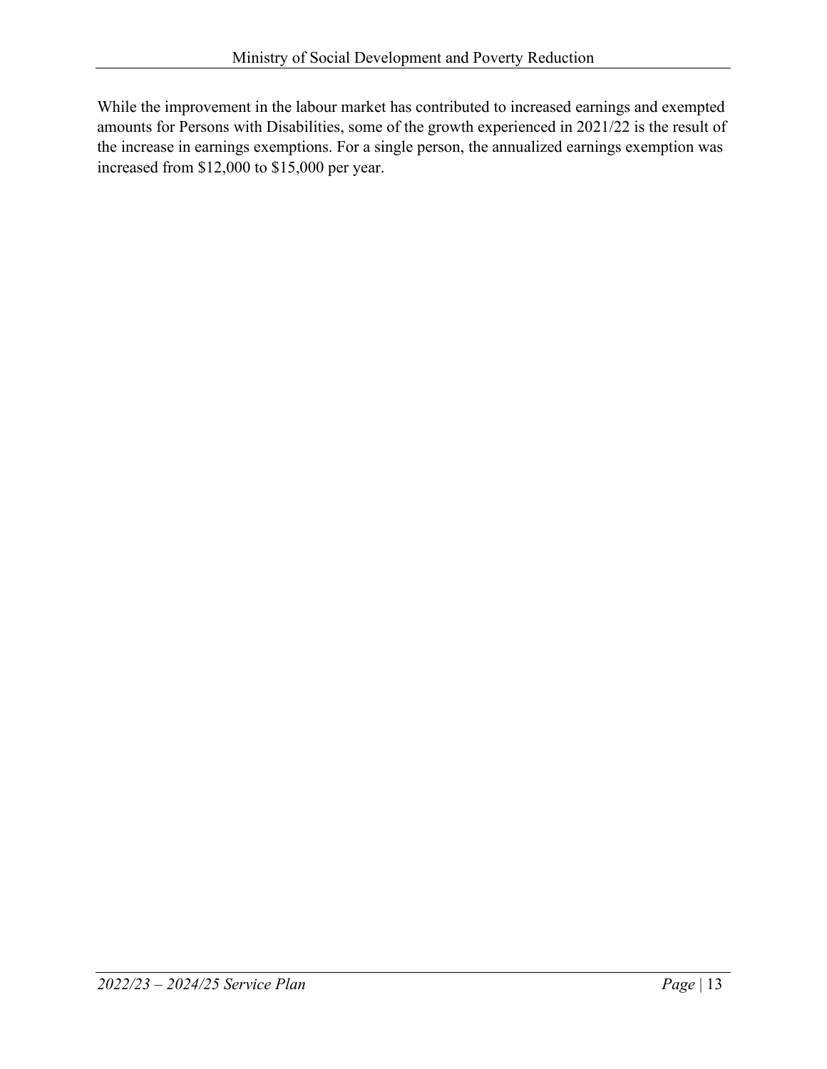While the improvement in the labour market has contributed to increased earnings and exempted amounts for Persons with Disabilities, some of the growth experienced in 2021/22 is the result of the increase in earnings exemptions. For a single person, the annualized earnings exemption was increased from $12,000 to $15,000 per year.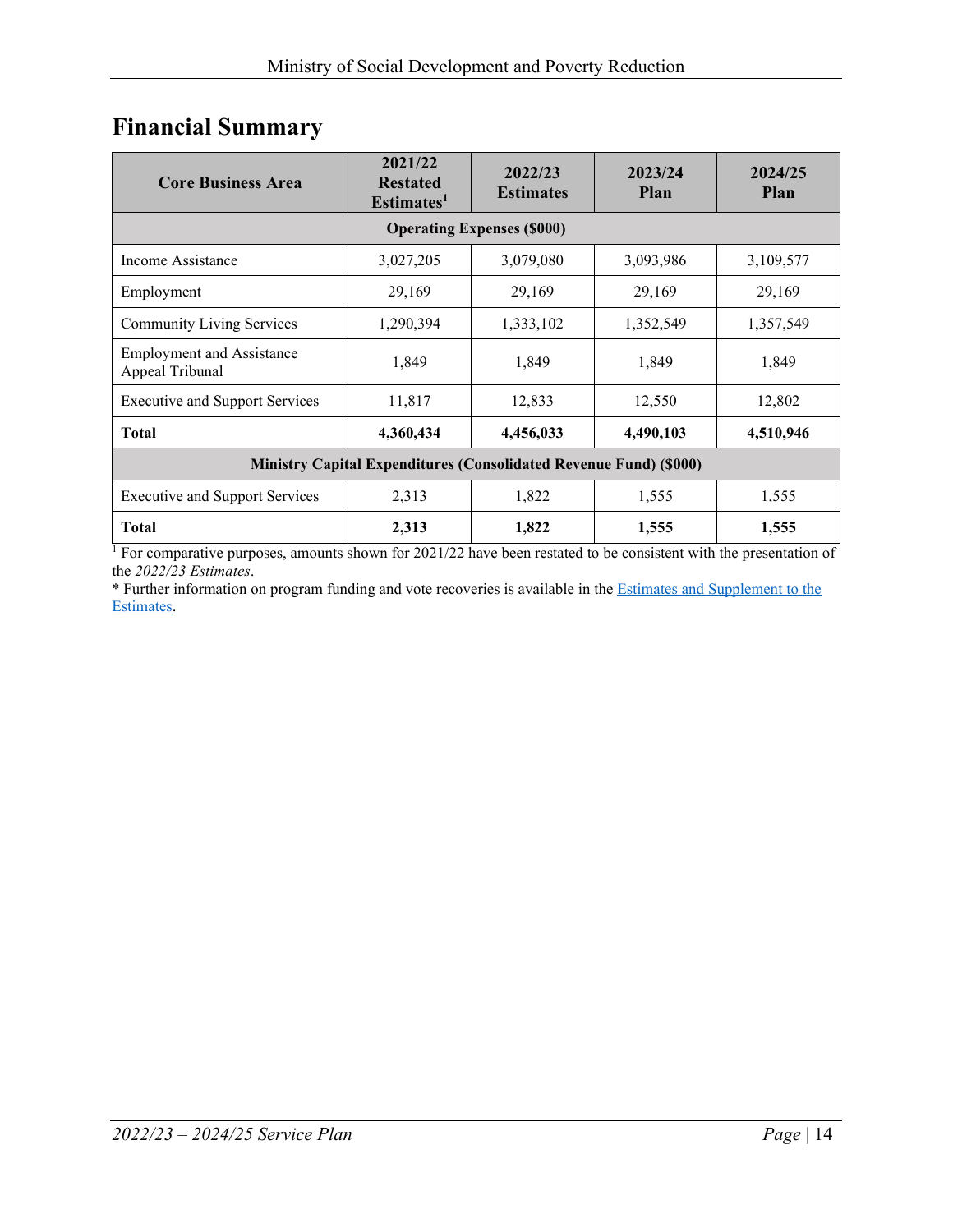## Financial Summary

| Core Business Area | 2021/22 Restated Estimates[1] | 2022/23 Estimates | 2023/24 Plan | 2024/25 Plan |
|---|---|---|---|---|
| **Operating Expenses ($000)** | | | | |
| Income Assistance | 3,027,205 | 3,079,080 | 3,093,986 | 3,109,577 |
| Employment | 29,169 | 29,169 | 29,169 | 29,169 |
| Community Living Services | 1,290,394 | 1,333,102 | 1,352,549 | 1,357,549 |
| Employment and Assistance Appeal Tribunal | 1,849 | 1,849 | 1,849 | 1,849 |
| Executive and Support Services | 11,817 | 12,833 | 12,550 | 12,802 |
| **Total** | **4,360,434** | **4,456,033** | **4,490,103** | **4,510,946** |
| **Ministry Capital Expenditures (Consolidated Revenue Fund) ($000)** | | | | |
| Executive and Support Services | 2,313 | 1,822 | 1,555 | 1,555 |
| **Total** | **2,313** | **1,822** | **1,555** | **1,555** |

[1] For comparative purposes, amounts shown for 2021/22 have been restated to be consistent with the presentation of the *2022/23 Estimates*.

* Further information on program funding and vote recoveries is available in the [Estimates and Supplement to the Estimates](#).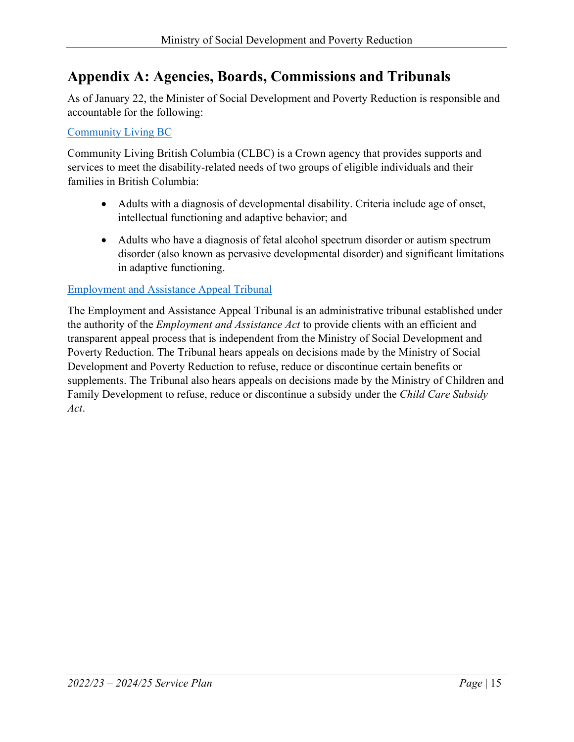# Appendix A: Agencies, Boards, Commissions and Tribunals

As of January 22, the Minister of Social Development and Poverty Reduction is responsible and accountable for the following:

Community Living BC

Community Living British Columbia (CLBC) is a Crown agency that provides supports and services to meet the disability-related needs of two groups of eligible individuals and their families in British Columbia:

- Adults with a diagnosis of developmental disability. Criteria include age of onset, intellectual functioning and adaptive behavior; and
- Adults who have a diagnosis of fetal alcohol spectrum disorder or autism spectrum disorder (also known as pervasive developmental disorder) and significant limitations in adaptive functioning.

Employment and Assistance Appeal Tribunal

The Employment and Assistance Appeal Tribunal is an administrative tribunal established under the authority of the *Employment and Assistance Act* to provide clients with an efficient and transparent appeal process that is independent from the Ministry of Social Development and Poverty Reduction. The Tribunal hears appeals on decisions made by the Ministry of Social Development and Poverty Reduction to refuse, reduce or discontinue certain benefits or supplements. The Tribunal also hears appeals on decisions made by the Ministry of Children and Family Development to refuse, reduce or discontinue a subsidy under the *Child Care Subsidy Act*.